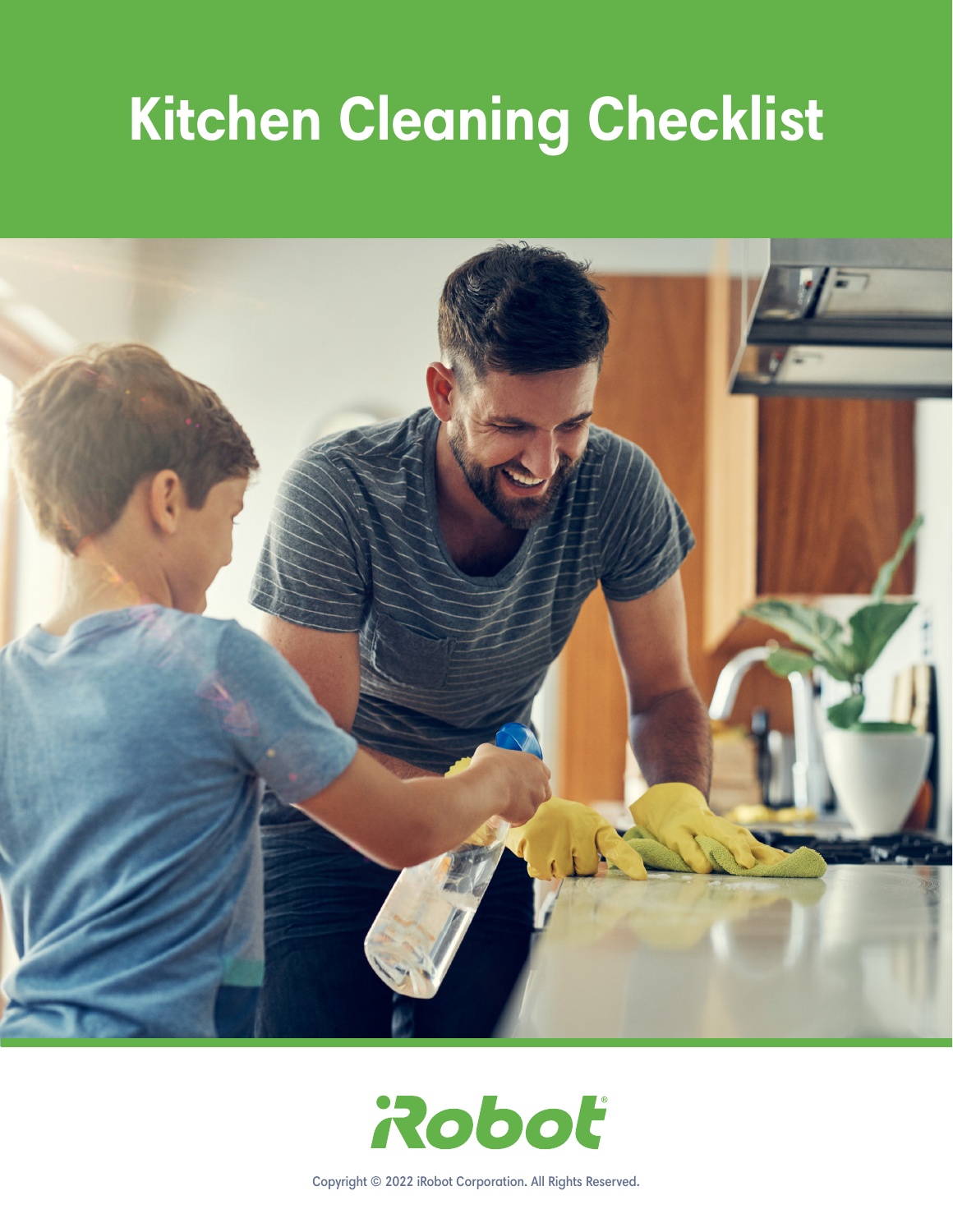# Kitchen Cleaning Checklist

iRobot

Copyright © 2022 iRobot Corporation. All Rights Reserved.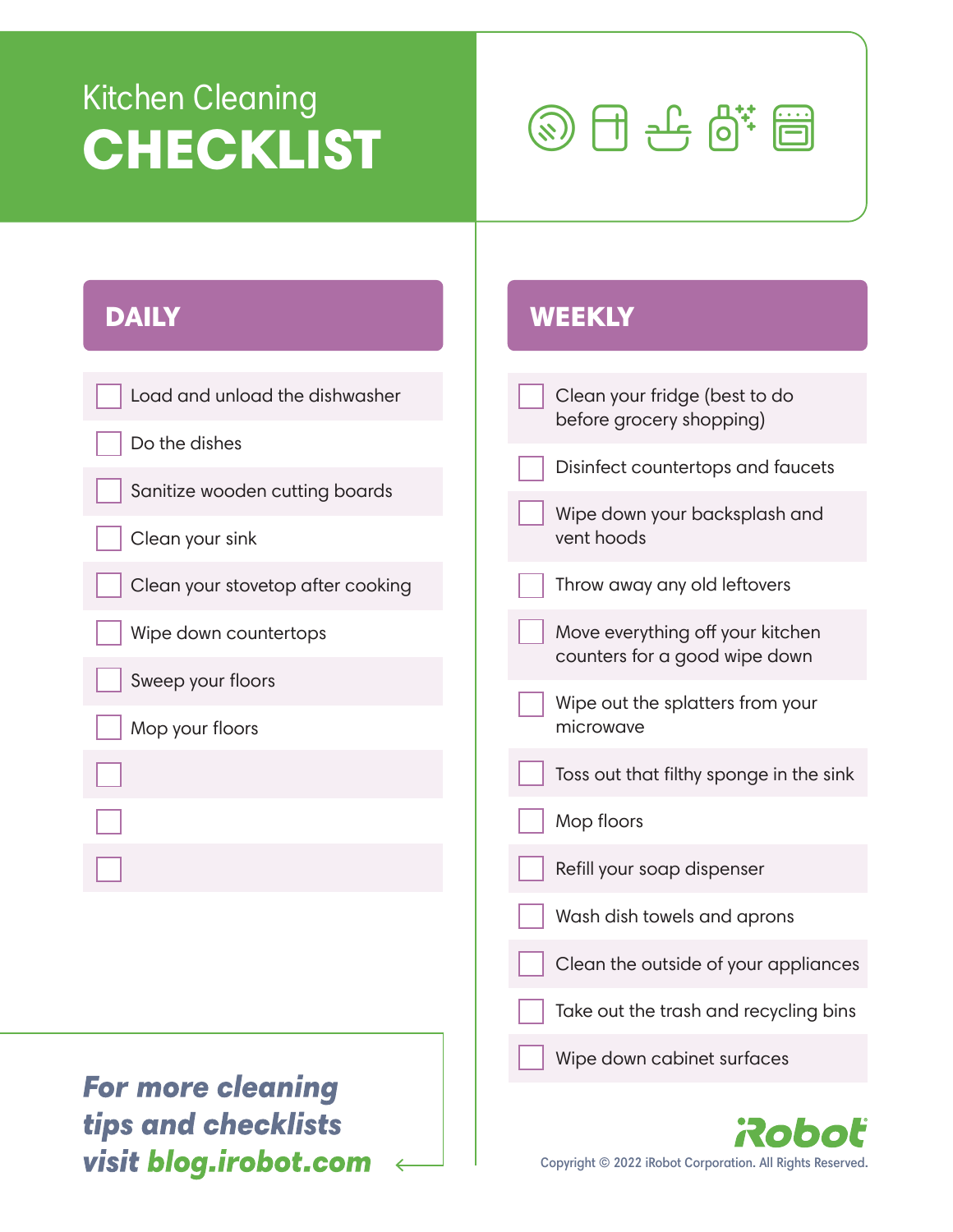# Kitchen Cleaning CHECKLIST

## DAILY

- [ ] Load and unload the dishwasher
- [ ] Do the dishes
- [ ] Sanitize wooden cutting boards
- [ ] Clean your sink
- [ ] Clean your stovetop after cooking
- [ ] Wipe down countertops
- [ ] Sweep your floors
- [ ] Mop your floors
- [ ] 
- [ ] 
- [ ] 

## WEEKLY

- [ ] Clean your fridge (best to do before grocery shopping)
- [ ] Disinfect countertops and faucets
- [ ] Wipe down your backsplash and vent hoods
- [ ] Throw away any old leftovers
- [ ] Move everything off your kitchen counters for a good wipe down
- [ ] Wipe out the splatters from your microwave
- [ ] Toss out that filthy sponge in the sink
- [ ] Mop floors
- [ ] Refill your soap dispenser
- [ ] Wash dish towels and aprons
- [ ] Clean the outside of your appliances
- [ ] Take out the trash and recycling bins
- [ ] Wipe down cabinet surfaces

***For more cleaning tips and checklists visit blog.irobot.com***

iRobot

Copyright © 2022 iRobot Corporation. All Rights Reserved.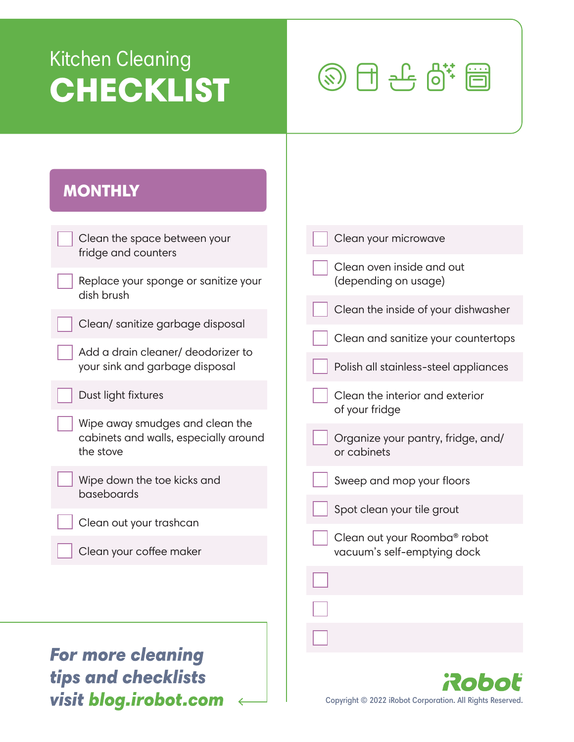Kitchen Cleaning

# CHECKLIST

## MONTHLY

- [ ] Clean the space between your fridge and counters
- [ ] Replace your sponge or sanitize your dish brush
- [ ] Clean/ sanitize garbage disposal
- [ ] Add a drain cleaner/ deodorizer to your sink and garbage disposal
- [ ] Dust light fixtures
- [ ] Wipe away smudges and clean the cabinets and walls, especially around the stove
- [ ] Wipe down the toe kicks and baseboards
- [ ] Clean out your trashcan
- [ ] Clean your coffee maker
- [ ] Clean your microwave
- [ ] Clean oven inside and out (depending on usage)
- [ ] Clean the inside of your dishwasher
- [ ] Clean and sanitize your countertops
- [ ] Polish all stainless-steel appliances
- [ ] Clean the interior and exterior of your fridge
- [ ] Organize your pantry, fridge, and/ or cabinets
- [ ] Sweep and mop your floors
- [ ] Spot clean your tile grout
- [ ] Clean out your Roomba® robot vacuum's self-emptying dock
- [ ] 
- [ ] 
- [ ] 

***For more cleaning tips and checklists visit blog.irobot.com***

iRobot

Copyright © 2022 iRobot Corporation. All Rights Reserved.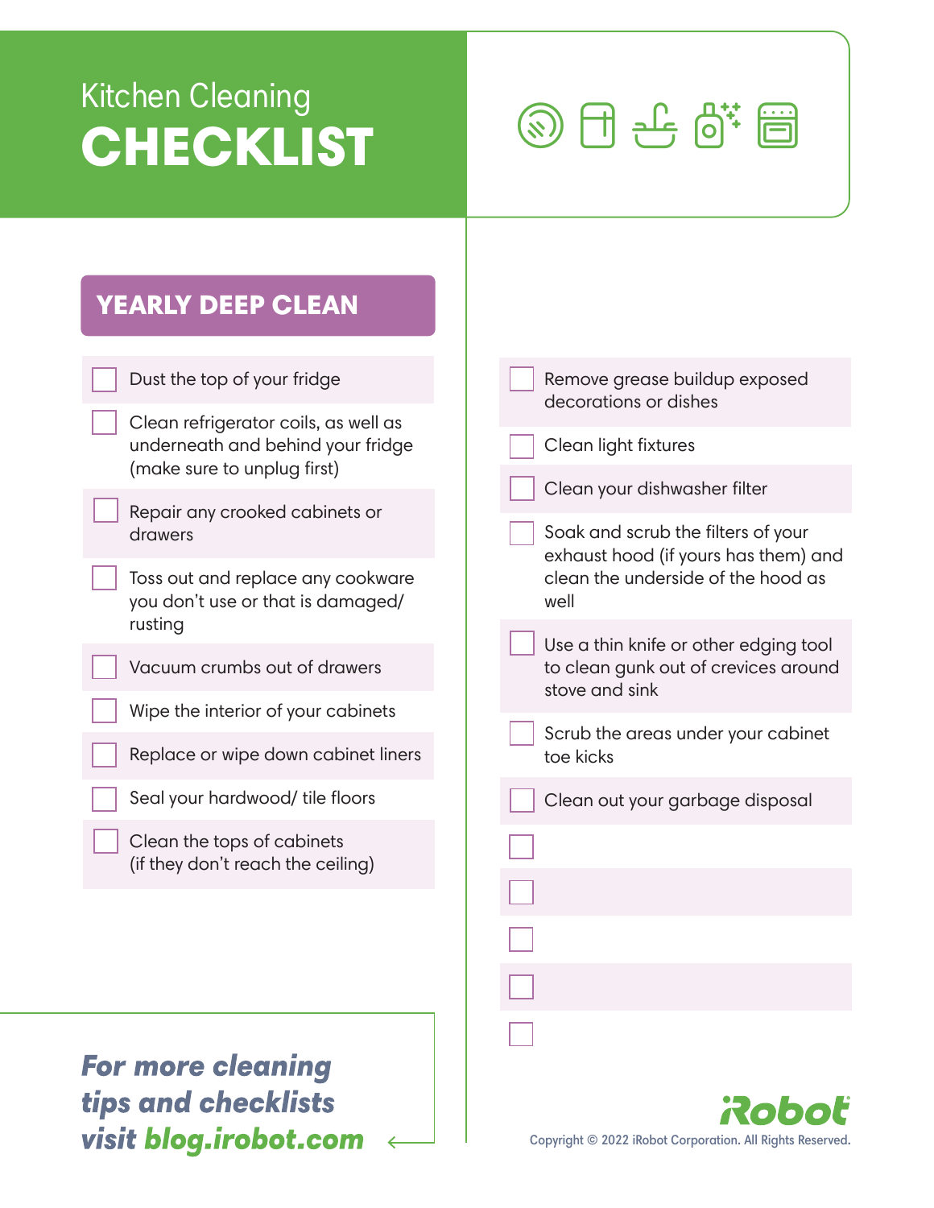# Kitchen Cleaning CHECKLIST

## YEARLY DEEP CLEAN

- [ ] Dust the top of your fridge
- [ ] Clean refrigerator coils, as well as underneath and behind your fridge (make sure to unplug first)
- [ ] Repair any crooked cabinets or drawers
- [ ] Toss out and replace any cookware you don't use or that is damaged/ rusting
- [ ] Vacuum crumbs out of drawers
- [ ] Wipe the interior of your cabinets
- [ ] Replace or wipe down cabinet liners
- [ ] Seal your hardwood/ tile floors
- [ ] Clean the tops of cabinets (if they don't reach the ceiling)
- [ ] Remove grease buildup exposed decorations or dishes
- [ ] Clean light fixtures
- [ ] Clean your dishwasher filter
- [ ] Soak and scrub the filters of your exhaust hood (if yours has them) and clean the underside of the hood as well
- [ ] Use a thin knife or other edging tool to clean gunk out of crevices around stove and sink
- [ ] Scrub the areas under your cabinet toe kicks
- [ ] Clean out your garbage disposal
- [ ] 
- [ ] 
- [ ] 
- [ ] 
- [ ] 

***For more cleaning tips and checklists visit blog.irobot.com***

iRobot

Copyright © 2022 iRobot Corporation. All Rights Reserved.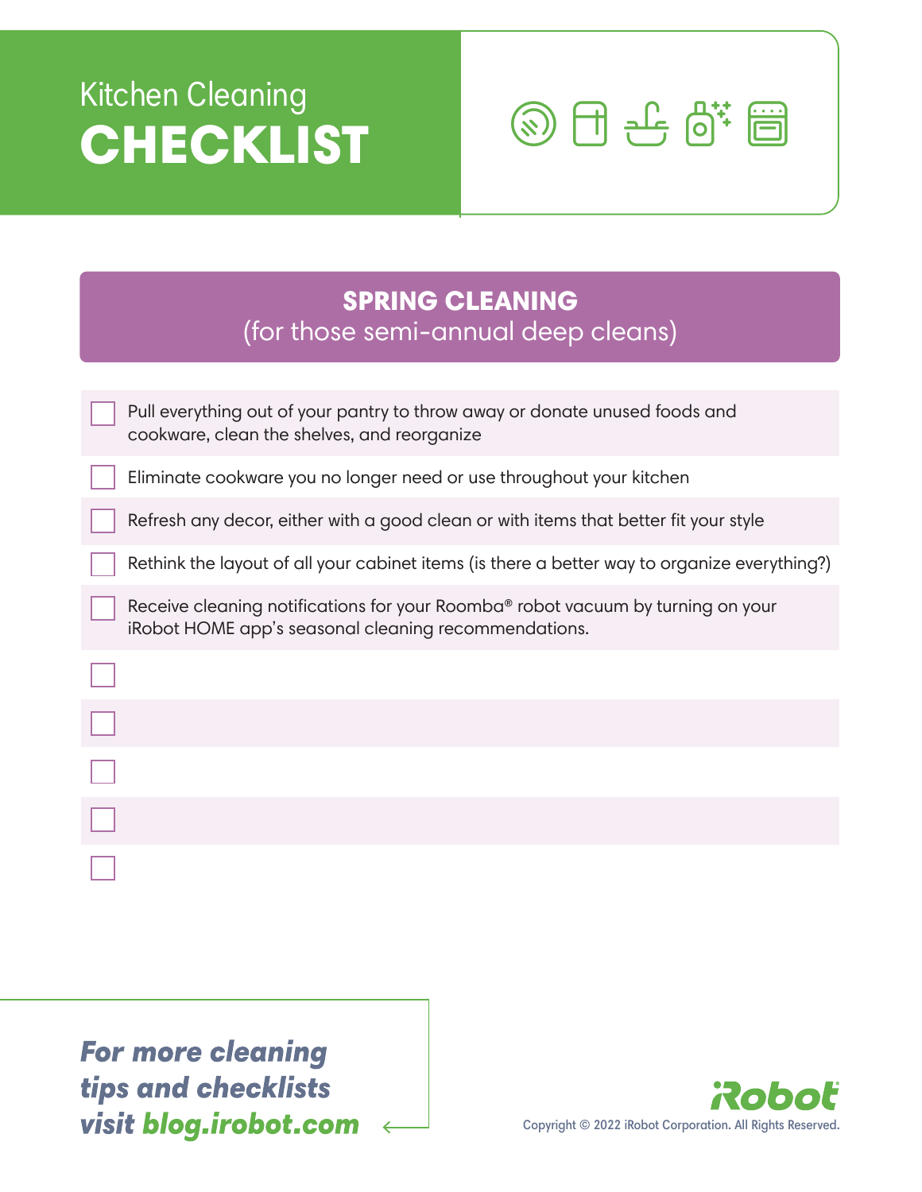# Kitchen Cleaning CHECKLIST

## SPRING CLEANING
(for those semi-annual deep cleans)

- [ ] Pull everything out of your pantry to throw away or donate unused foods and cookware, clean the shelves, and reorganize
- [ ] Eliminate cookware you no longer need or use throughout your kitchen
- [ ] Refresh any decor, either with a good clean or with items that better fit your style
- [ ] Rethink the layout of all your cabinet items (is there a better way to organize everything?)
- [ ] Receive cleaning notifications for your Roomba® robot vacuum by turning on your iRobot HOME app's seasonal cleaning recommendations.
- [ ] 
- [ ] 
- [ ] 
- [ ] 
- [ ] 

***For more cleaning tips and checklists visit blog.irobot.com***

iRobot

Copyright © 2022 iRobot Corporation. All Rights Reserved.